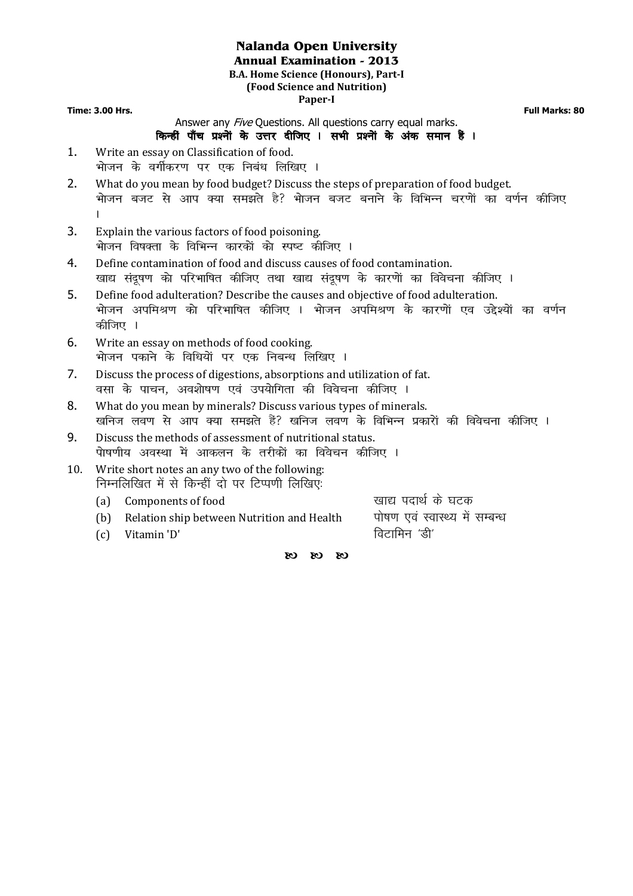# Nalanda Open University

## Annual Examination - 2013

### B.A. Home Science (Honours), Part-I

### (Food Science and Nutrition)

### Paper-I

**Time: 3.00 Hrs.** **Full Marks: 80**

Answer any *Five* Questions. All questions carry equal marks.

**किन्हीं पाँच प्रश्नों के उत्तर दीजिए । सभी प्रश्नों के अंक समान हैं ।**

1. Write an essay on Classification of food.
   भोजन के वर्गीकरण पर एक निबंध लिखिए ।
2. What do you mean by food budget? Discuss the steps of preparation of food budget.
   भोजन बजट से आप क्या समझते है? भोजन बजट बनाने के विभिन्न चरणों का वर्णन कीजिए ।
3. Explain the various factors of food poisoning.
   भोजन विषक्ता के विभिन्न कारकों को स्पष्ट कीजिए ।
4. Define contamination of food and discuss causes of food contamination.
   खाद्य संदूषण को परिभाषित कीजिए तथा खाद्य संदूषण के कारणों का विवेचना कीजिए ।
5. Define food adulteration? Describe the causes and objective of food adulteration.
   भोजन अपमिश्रण को परिभाषित कीजिए । भोजन अपमिश्रण के कारणों एव उद्देश्यों का वर्णन कीजिए ।
6. Write an essay on methods of food cooking.
   भोजन पकाने के विधियों पर एक निबन्ध लिखिए ।
7. Discuss the process of digestions, absorptions and utilization of fat.
   वसा के पाचन, अवशोषण एवं उपयोगिता की विवेचना कीजिए ।
8. What do you mean by minerals? Discuss various types of minerals.
   खनिज लवण से आप क्या समझते हैं? खनिज लवण के विभिन्न प्रकारों की विवेचना कीजिए ।
9. Discuss the methods of assessment of nutritional status.
   पोषणीय अवस्था में आकलन के तरीकों का विवेचन कीजिए ।
10. Write short notes an any two of the following:
    निम्नलिखित में से किन्हीं दो पर टिप्पणी लिखिएः
    (a) Components of food — खाद्य पदार्थ के घटक
    (b) Relation ship between Nutrition and Health — पोषण एवं स्वास्थ्य में सम्बन्ध
    (c) Vitamin 'D' — विटामिन 'डी'

**ꙮ ꙮ ꙮ**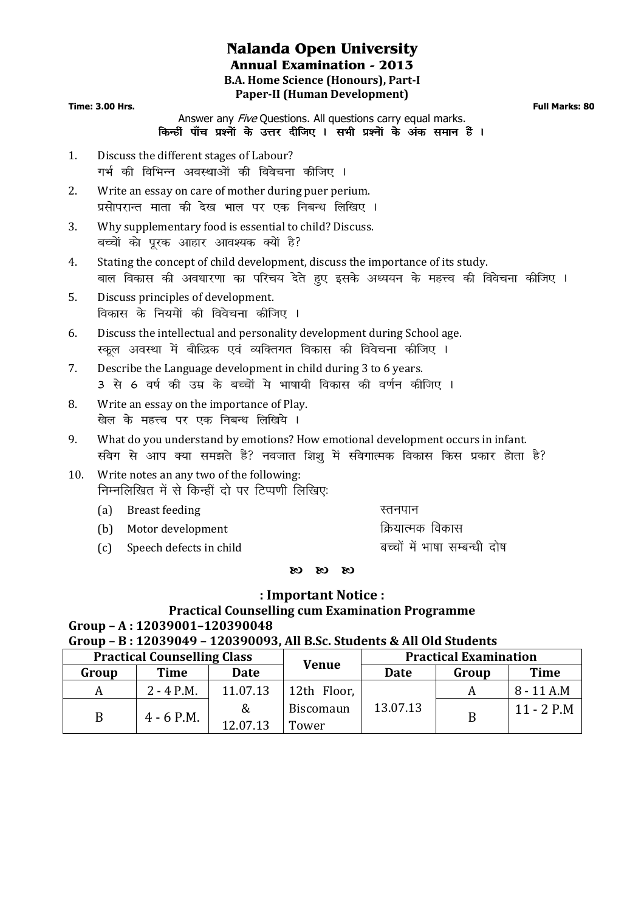# Nalanda Open University

## Annual Examination - 2013

### B.A. Home Science (Honours), Part-I

### Paper-II (Human Development)

**Time: 3.00 Hrs.** **Full Marks: 80**

Answer any *Five* Questions. All questions carry equal marks.
**किन्हीं पाँच प्रश्नों के उत्तर दीजिए । सभी प्रश्नों के अंक समान हैं ।**

1. Discuss the different stages of Labour?
   गर्भ की विभिन्न अवस्थाओं की विवेचना कीजिए ।
2. Write an essay on care of mother during puer perium.
   प्रसोपरान्त माता की देख भाल पर एक निबन्ध लिखिए ।
3. Why supplementary food is essential to child? Discuss.
   बच्चों को पूरक आहार आवश्यक क्यों है?
4. Stating the concept of child development, discuss the importance of its study.
   बाल विकास की अवधारणा का परिचय देते हुए इसके अध्ययन के महत्त्व की विवेचना कीजिए ।
5. Discuss principles of development.
   विकास के नियमों की विवेचना कीजिए ।
6. Discuss the intellectual and personality development during School age.
   स्कूल अवस्था में बौद्धिक एवं व्यक्तिगत विकास की विवेचना कीजिए ।
7. Describe the Language development in child during 3 to 6 years.
   3 से 6 वर्ष की उम्र के बच्चों मे भाषायी विकास की वर्णन कीजिए ।
8. Write an essay on the importance of Play.
   खेल के महत्त्व पर एक निबन्ध लिखिये ।
9. What do you understand by emotions? How emotional development occurs in infant.
   संवेग से आप क्या समझते हैं? नवजात शिशु में संवेगात्मक विकास किस प्रकार होता है?
10. Write notes an any two of the following:
    निम्नलिखित में से किन्हीं दो पर टिप्पणी लिखिए:
    (a) Breast feeding — स्तनपान
    (b) Motor development — क्रियात्मक विकास
    (c) Speech defects in child — बच्चों में भाषा सम्बन्धी दोष

## : Important Notice :

### Practical Counselling cum Examination Programme

**Group – A : 12039001–120390048**

**Group – B : 12039049 – 120390093, All B.Sc. Students & All Old Students**

| Practical Counselling Class | | | Venue | Practical Examination | | |
|---|---|---|---|---|---|---|
| Group | Time | Date | | Date | Group | Time |
| A | 2 - 4 P.M. | 11.07.13 | 12th Floor, Biscomaun Tower | 13.07.13 | A | 8 - 11 A.M |
| B | 4 - 6 P.M. | & 12.07.13 | | | B | 11 - 2 P.M |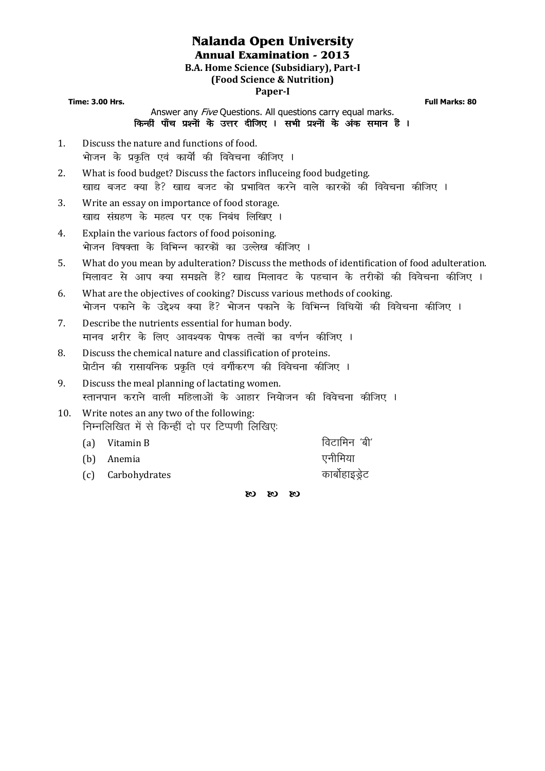# Nalanda Open University

## Annual Examination - 2013

### B.A. Home Science (Subsidiary), Part-I

### (Food Science & Nutrition)

### Paper-I

**Time: 3.00 Hrs.** **Full Marks: 80**

Answer any *Five* Questions. All questions carry equal marks.

**किन्हीं पाँच प्रश्नों के उत्तर दीजिए । सभी प्रश्नों के अंक समान हैं ।**

1. Discuss the nature and functions of food.
   भोजन के प्रकृति एवं कार्यो की विवेचना कीजिए ।
2. What is food budget? Discuss the factors influceing food budgeting.
   खाद्य बजट क्या है? खाद्य बजट को प्रभावित करने वाले कारकों की विवेचना कीजिए ।
3. Write an essay on importance of food storage.
   खाद्य संग्रहण के महत्व पर एक निबंध लिखिए ।
4. Explain the various factors of food poisoning.
   भोजन विषक्ता के विभिन्न कारकों का उल्लेख कीजिए ।
5. What do you mean by adulteration? Discuss the methods of identification of food adulteration.
   मिलावट से आप क्या समझते हैं? खाद्य मिलावट के पहचान के तरीकों की विवेचना कीजिए ।
6. What are the objectives of cooking? Discuss various methods of cooking.
   भोजन पकाने के उद्देश्य क्या हैं? भोजन पकाने के विभिन्न विधियें की विवेचना कीजिए ।
7. Describe the nutrients essential for human body.
   मानव शरीर के लिए आवश्यक पोषक तत्वों का वर्णन कीजिए ।
8. Discuss the chemical nature and classification of proteins.
   प्रोटीन की रासायनिक प्रकृति एवं वर्गीकरण की विवेचना कीजिए ।
9. Discuss the meal planning of lactating women.
   स्तानपान कराने वाली महिलाओं के आहार नियोजन की विवेचना कीजिए ।
10. Write notes an any two of the following:
    निम्नलिखित में से किन्हीं दो पर टिप्पणी लिखिएः
    (a) Vitamin B — विटामिन 'बी'
    (b) Anemia — एनीमिया
    (c) Carbohydrates — कार्बोहाइड्रेट

ஐ ஐ ஐ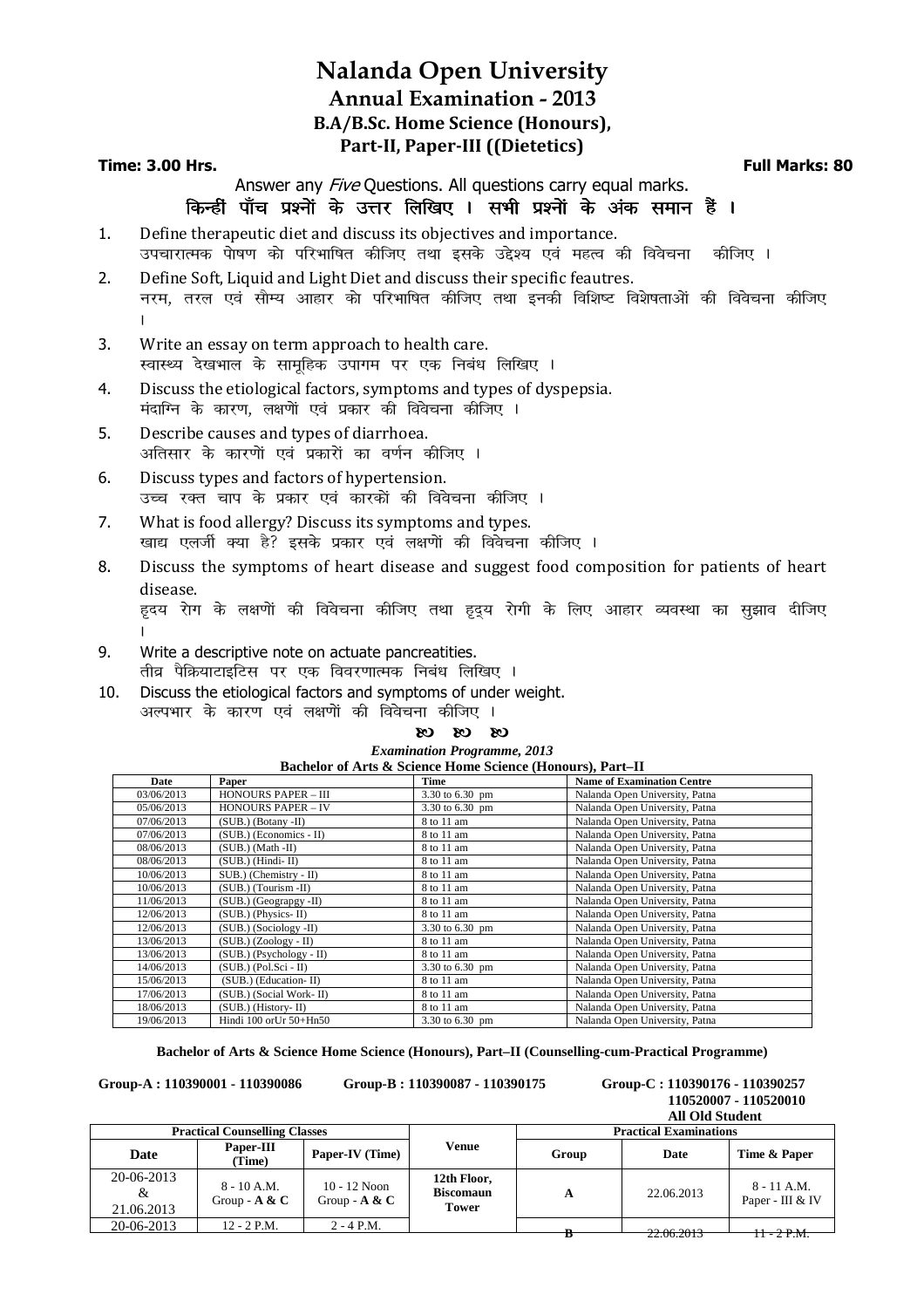# Nalanda Open University

## Annual Examination - 2013

### B.A/B.Sc. Home Science (Honours),

### Part-II, Paper-III ((Dietetics)

**Time: 3.00 Hrs.** **Full Marks: 80**

Answer any *Five* Questions. All questions carry equal marks.

**किन्हीं पाँच प्रश्नों के उत्तर लिखिए । सभी प्रश्नों के अंक समान हैं ।**

1. Define therapeutic diet and discuss its objectives and importance.
   उपचारात्मक पोषण को परिभाषित कीजिए तथा इसके उद्देश्य एवं महत्व की विवेचना कीजिए ।
2. Define Soft, Liquid and Light Diet and discuss their specific feautres.
   नरम, तरल एवं सौम्य आहार को परिभाषित कीजिए तथा इनकी विशिष्ट विशेषताओं की विवेचना कीजिए ।
3. Write an essay on term approach to health care.
   स्वास्थ्य देखभाल के सामूहिक उपागम पर एक निबंध लिखिए ।
4. Discuss the etiological factors, symptoms and types of dyspepsia.
   मंदाग्नि के कारण, लक्षणों एवं प्रकार की विवेचना कीजिए ।
5. Describe causes and types of diarrhoea.
   अतिसार के कारणों एवं प्रकारों का वर्णन कीजिए ।
6. Discuss types and factors of hypertension.
   उच्च रक्त चाप के प्रकार एवं कारकों की विवेचना कीजिए ।
7. What is food allergy? Discuss its symptoms and types.
   खाद्य एलर्जी क्या है? इसके प्रकार एवं लक्षणों की विवेचना कीजिए ।
8. Discuss the symptoms of heart disease and suggest food composition for patients of heart disease.
   हृदय रोग के लक्षणों की विवेचना कीजिए तथा हृद्रय रोगी के लिए आहार व्यवस्था का सुझाव दीजिए ।
9. Write a descriptive note on actuate pancreatities.
   तीव्र पैक्रियाटाइटिस पर एक विवरणात्मक निबंध लिखिए ।
10. Discuss the etiological factors and symptoms of under weight.
    अल्पभार के कारण एवं लक्षणों की विवेचना कीजिए ।

ഋ ഋ ഋ

***Examination Programme, 2013***

**Bachelor of Arts & Science Home Science (Honours), Part–II**

| Date | Paper | Time | Name of Examination Centre |
|---|---|---|---|
| 03/06/2013 | HONOURS PAPER – III | 3.30 to 6.30 pm | Nalanda Open University, Patna |
| 05/06/2013 | HONOURS PAPER – IV | 3.30 to 6.30 pm | Nalanda Open University, Patna |
| 07/06/2013 | (SUB.) (Botany -II) | 8 to 11 am | Nalanda Open University, Patna |
| 07/06/2013 | (SUB.) (Economics - II) | 8 to 11 am | Nalanda Open University, Patna |
| 08/06/2013 | (SUB.) (Math -II) | 8 to 11 am | Nalanda Open University, Patna |
| 08/06/2013 | (SUB.) (Hindi- II) | 8 to 11 am | Nalanda Open University, Patna |
| 10/06/2013 | SUB.) (Chemistry - II) | 8 to 11 am | Nalanda Open University, Patna |
| 10/06/2013 | (SUB.) (Tourism -II) | 8 to 11 am | Nalanda Open University, Patna |
| 11/06/2013 | (SUB.) (Geograpgy -II) | 8 to 11 am | Nalanda Open University, Patna |
| 12/06/2013 | (SUB.) (Physics- II) | 8 to 11 am | Nalanda Open University, Patna |
| 12/06/2013 | (SUB.) (Sociology -II) | 3.30 to 6.30 pm | Nalanda Open University, Patna |
| 13/06/2013 | (SUB.) (Zoology - II) | 8 to 11 am | Nalanda Open University, Patna |
| 13/06/2013 | (SUB.) (Psychology - II) | 8 to 11 am | Nalanda Open University, Patna |
| 14/06/2013 | (SUB.) (Pol.Sci - II) | 3.30 to 6.30 pm | Nalanda Open University, Patna |
| 15/06/2013 | (SUB.) (Education- II) | 8 to 11 am | Nalanda Open University, Patna |
| 17/06/2013 | (SUB.) (Social Work- II) | 8 to 11 am | Nalanda Open University, Patna |
| 18/06/2013 | (SUB.) (History- II) | 8 to 11 am | Nalanda Open University, Patna |
| 19/06/2013 | Hindi 100 orUr 50+Hn50 | 3.30 to 6.30 pm | Nalanda Open University, Patna |

**Bachelor of Arts & Science Home Science (Honours), Part–II (Counselling-cum-Practical Programme)**

**Group-A : 110390001 - 110390086** **Group-B : 110390087 - 110390175** **Group-C : 110390176 - 110390257 110520007 - 110520010 All Old Student**

| Practical Counselling Classes | | | Venue | Practical Examinations | | |
|---|---|---|---|---|---|---|
| Date | Paper-III (Time) | Paper-IV (Time) | | Group | Date | Time & Paper |
| 20-06-2013 & 21.06.2013 | 8 - 10 A.M. Group - **A & C** | 10 - 12 Noon Group - **A & C** | 12th Floor, Biscomaun Tower | A | 22.06.2013 | 8 - 11 A.M. Paper - III & IV |
| 20-06-2013 | 12 - 2 P.M. | 2 - 4 P.M. | | B | 22.06.2013 | 11 - 2 P.M. |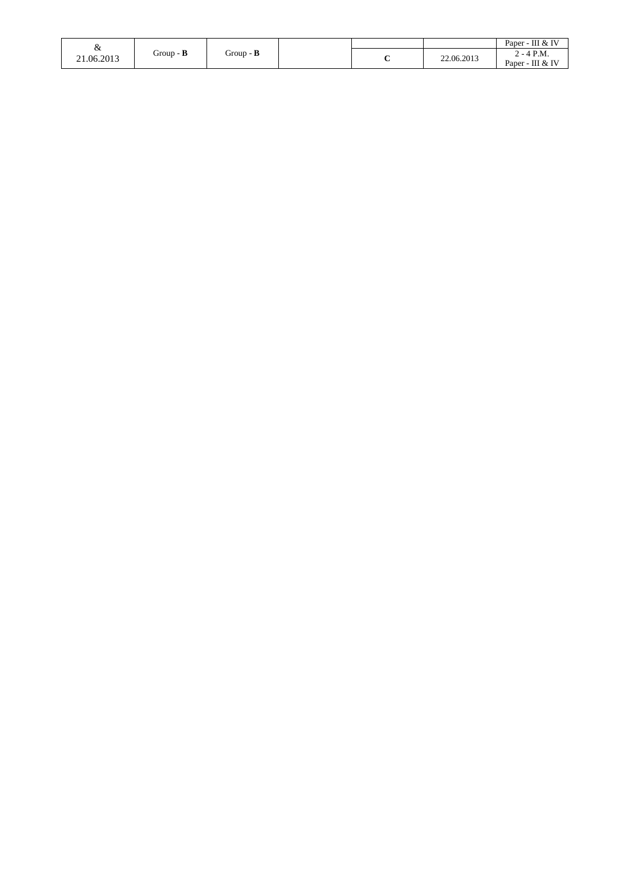| & 21.06.2013 | Group - **B** | Group - **B** | | | | Paper - III & IV |
|---|---|---|---|---|---|---|
| | | | | **C** | 22.06.2013 | 2 - 4 P.M. Paper - III & IV |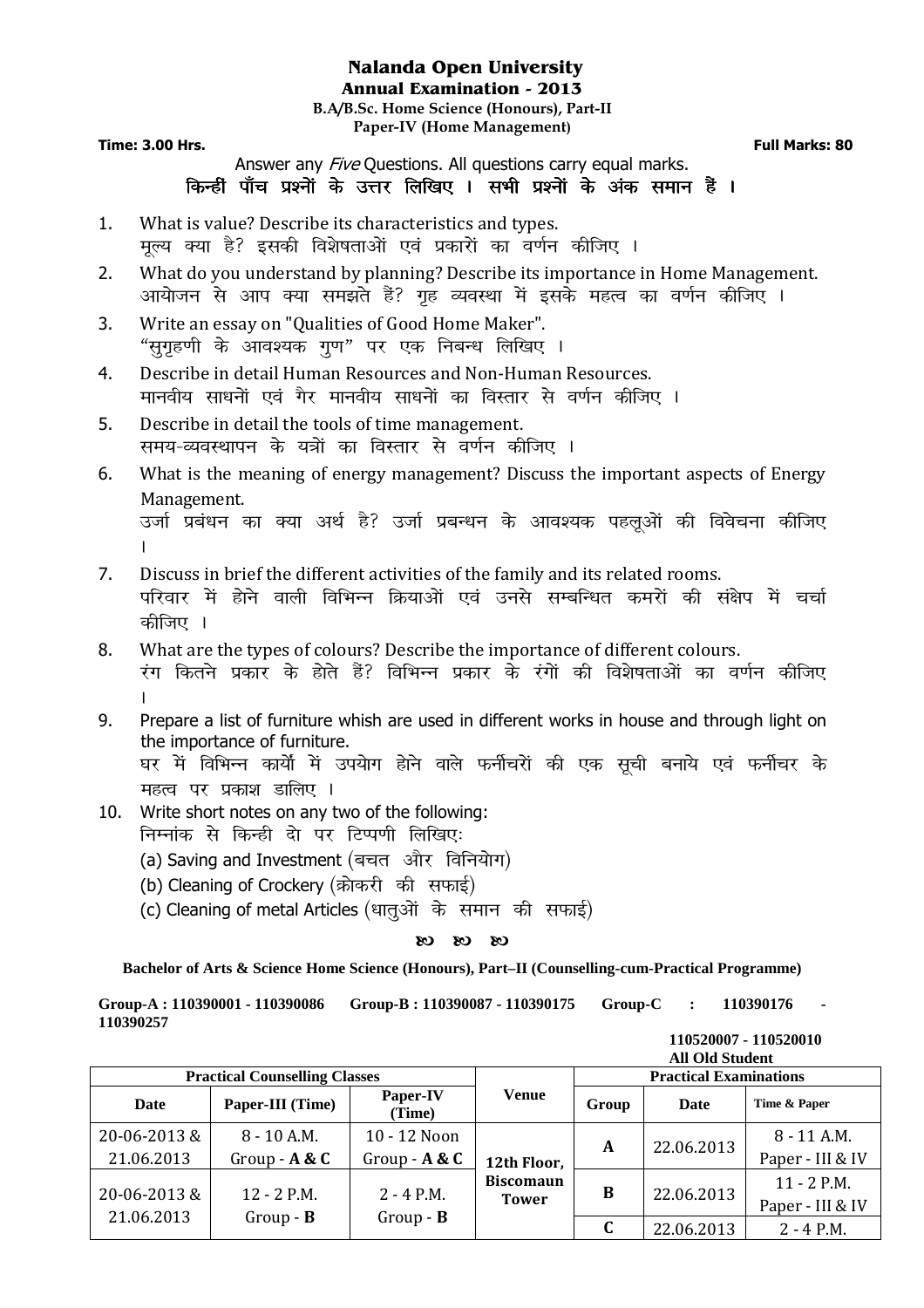# Nalanda Open University

## Annual Examination - 2013

### B.A/B.Sc. Home Science (Honours), Part-II

### Paper-IV (Home Management)

**Time: 3.00 Hrs.** **Full Marks: 80**

Answer any *Five* Questions. All questions carry equal marks.

**किन्हीं पाँच प्रश्नों के उत्तर लिखिए । सभी प्रश्नों के अंक समान हैं ।**

1. What is value? Describe its characteristics and types.
   मूल्य क्या है? इसकी विशेषताओं एवं प्रकारों का वर्णन कीजिए ।
2. What do you understand by planning? Describe its importance in Home Management.
   आयोजन से आप क्या समझते हैं? गृह व्यवस्था में इसके महत्व का वर्णन कीजिए ।
3. Write an essay on "Qualities of Good Home Maker".
   "सुगृहणी के आवश्यक गुण" पर एक निबन्ध लिखिए ।
4. Describe in detail Human Resources and Non-Human Resources.
   मानवीय साधनों एवं गैर मानवीय साधनों का विस्तार से वर्णन कीजिए ।
5. Describe in detail the tools of time management.
   समय-व्यवस्थापन के यत्रों का विस्तार से वर्णन कीजिए ।
6. What is the meaning of energy management? Discuss the important aspects of Energy Management.
   उर्जा प्रबंधन का क्या अर्थ है? उर्जा प्रबन्धन के आवश्यक पहलूओं की विवेचना कीजिए ।
7. Discuss in brief the different activities of the family and its related rooms.
   परिवार में होने वाली विभिन्न क्रियाओं एवं उनसे सम्बन्धित कमरों की संक्षेप में चर्चा कीजिए ।
8. What are the types of colours? Describe the importance of different colours.
   रंग कितने प्रकार के होते हैं? विभिन्न प्रकार के रंगों की विशेषताओं का वर्णन कीजिए ।
9. Prepare a list of furniture whish are used in different works in house and through light on the importance of furniture.
   घर में विभिन्न कार्यों में उपयोग होने वाले फर्नीचरों की एक सूची बनाये एवं फर्नीचर के महत्व पर प्रकाश डालिए ।
10. Write short notes on any two of the following:
    निम्नांक से किन्ही दो पर टिप्पणी लिखिएः
    (a) Saving and Investment (बचत और विनियोग)
    (b) Cleaning of Crockery (क्रोकरी की सफाई)
    (c) Cleaning of metal Articles (धातुओं के समान की सफाई)

༄ ༄ ༄

**Bachelor of Arts & Science Home Science (Honours), Part–II (Counselling-cum-Practical Programme)**

**Group-A : 110390001 - 110390086 Group-B : 110390087 - 110390175 Group-C : 110390176 - 110390257**

**110520007 - 110520010**
**All Old Student**

| Practical Counselling Classes | | | Venue | Practical Examinations | | |
|---|---|---|---|---|---|---|
| Date | Paper-III (Time) | Paper-IV (Time) | | Group | Date | Time & Paper |
| 20-06-2013 & 21.06.2013 | 8 - 10 A.M. Group - **A & C** | 10 - 12 Noon Group - **A & C** | **12th Floor, Biscomaun Tower** | **A** | 22.06.2013 | 8 - 11 A.M. Paper - III & IV |
| 20-06-2013 & 21.06.2013 | 12 - 2 P.M. Group - **B** | 2 - 4 P.M. Group - **B** | | **B** | 22.06.2013 | 11 - 2 P.M. Paper - III & IV |
| | | | | **C** | 22.06.2013 | 2 - 4 P.M. |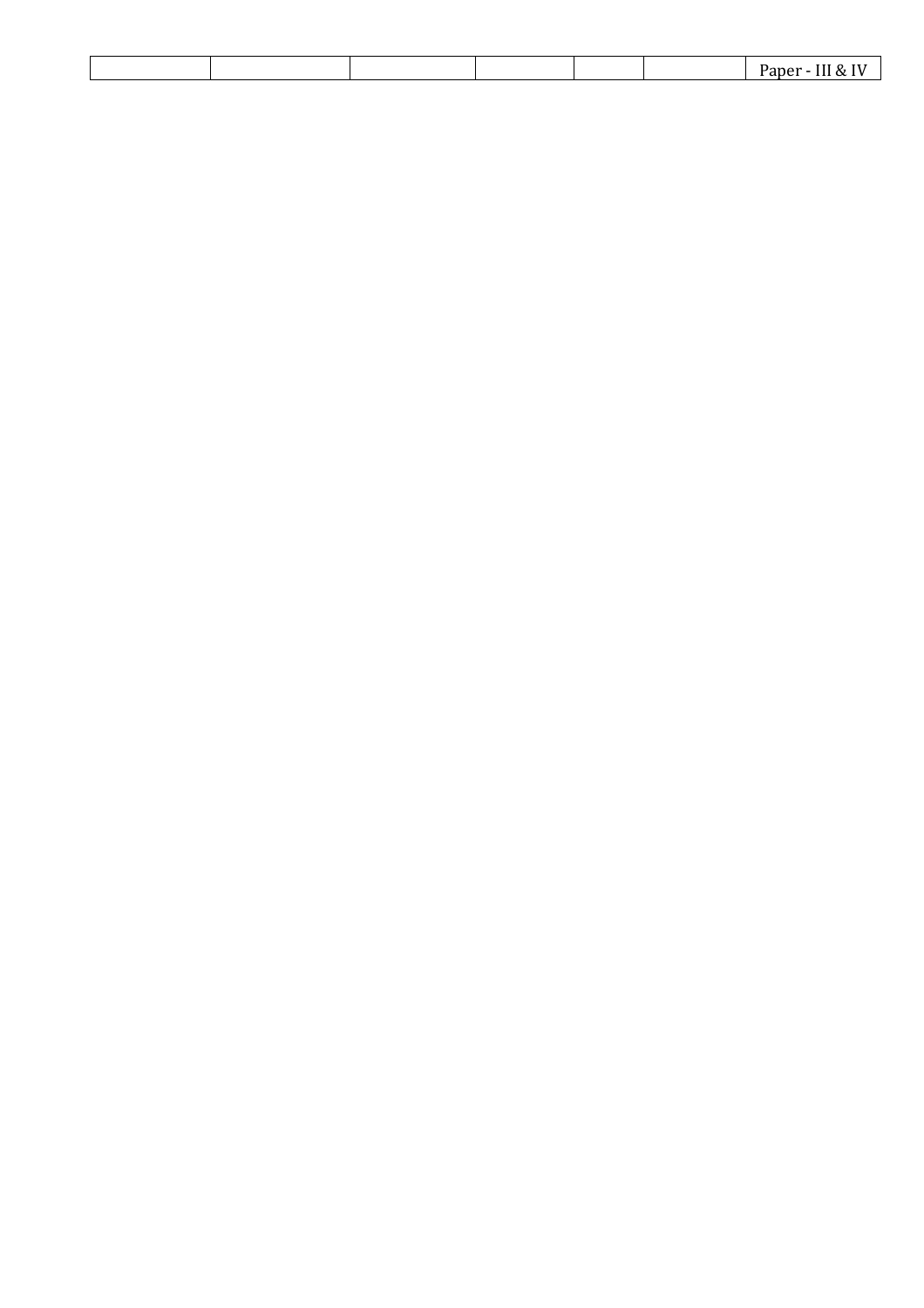| | | | | | | |
|---|---|---|---|---|---|---|
| | | | | | | Paper - III & IV |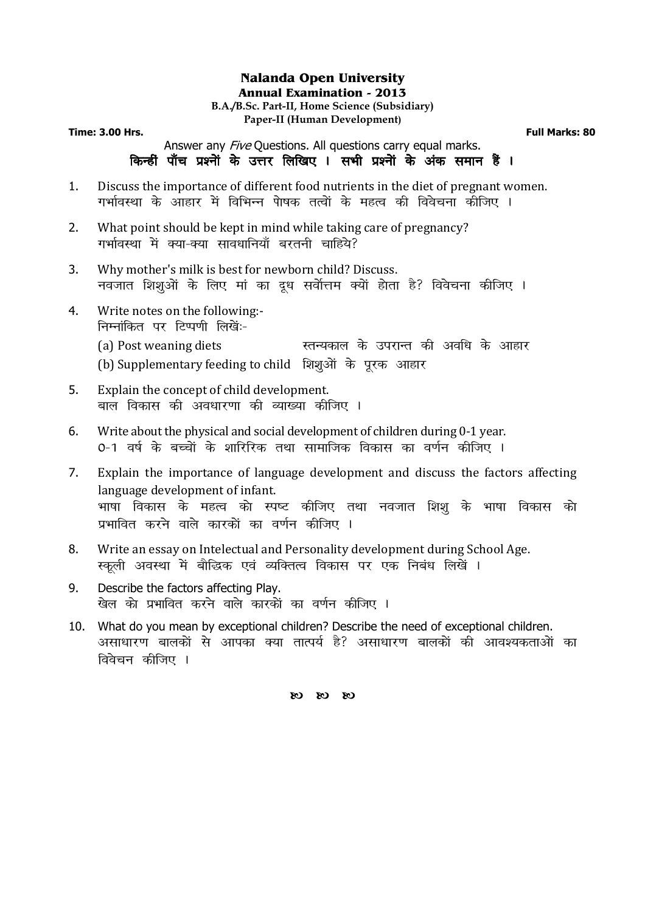# Nalanda Open University

## Annual Examination - 2013

**B.A./B.Sc. Part-II, Home Science (Subsidiary)**

**Paper-II (Human Development)**

**Time: 3.00 Hrs.** **Full Marks: 80**

Answer any *Five* Questions. All questions carry equal marks.

**किन्हीं पाँच प्रश्नों के उत्तर लिखिए । सभी प्रश्नों के अंक समान हैं ।**

1. Discuss the importance of different food nutrients in the diet of pregnant women.
   गर्भावस्था के आहार में विभिन्न पोषक तत्वों के महत्व की विवेचना कीजिए ।

2. What point should be kept in mind while taking care of pregnancy?
   गर्भावस्था में क्या-क्या सावधानियाँ बरतनी चाहिये?

3. Why mother's milk is best for newborn child? Discuss.
   नवजात शिशुओं के लिए मां का दूध सर्वोत्तम क्यों होता है? विवेचना कीजिए ।

4. Write notes on the following:-
   निम्नांकित पर टिप्पणी लिखें:-
   (a) Post weaning diets स्तन्यकाल के उपरान्त की अवधि के आहार
   (b) Supplementary feeding to child शिशुओं के पूरक आहार

5. Explain the concept of child development.
   बाल विकास की अवधारणा की व्याख्या कीजिए ।

6. Write about the physical and social development of children during 0-1 year.
   0-1 वर्ष के बच्चों के शारिरिक तथा सामाजिक विकास का वर्णन कीजिए ।

7. Explain the importance of language development and discuss the factors affecting language development of infant.
   भाषा विकास के महत्व को स्पष्ट कीजिए तथा नवजात शिशु के भाषा विकास को प्रभावित करने वाले कारकों का वर्णन कीजिए ।

8. Write an essay on Intelectual and Personality development during School Age.
   स्कूली अवस्था में बौद्धिक एवं व्यक्तित्व विकास पर एक निबंध लिखें ।

9. Describe the factors affecting Play.
   खेल को प्रभावित करने वाले कारकों का वर्णन कीजिए ।

10. What do you mean by exceptional children? Describe the need of exceptional children.
    असाधारण बालकों से आपका क्या तात्पर्य है? असाधारण बालकों की आवश्यकताओं का विवेचन कीजिए ।

ꣷ ꣷ ꣷ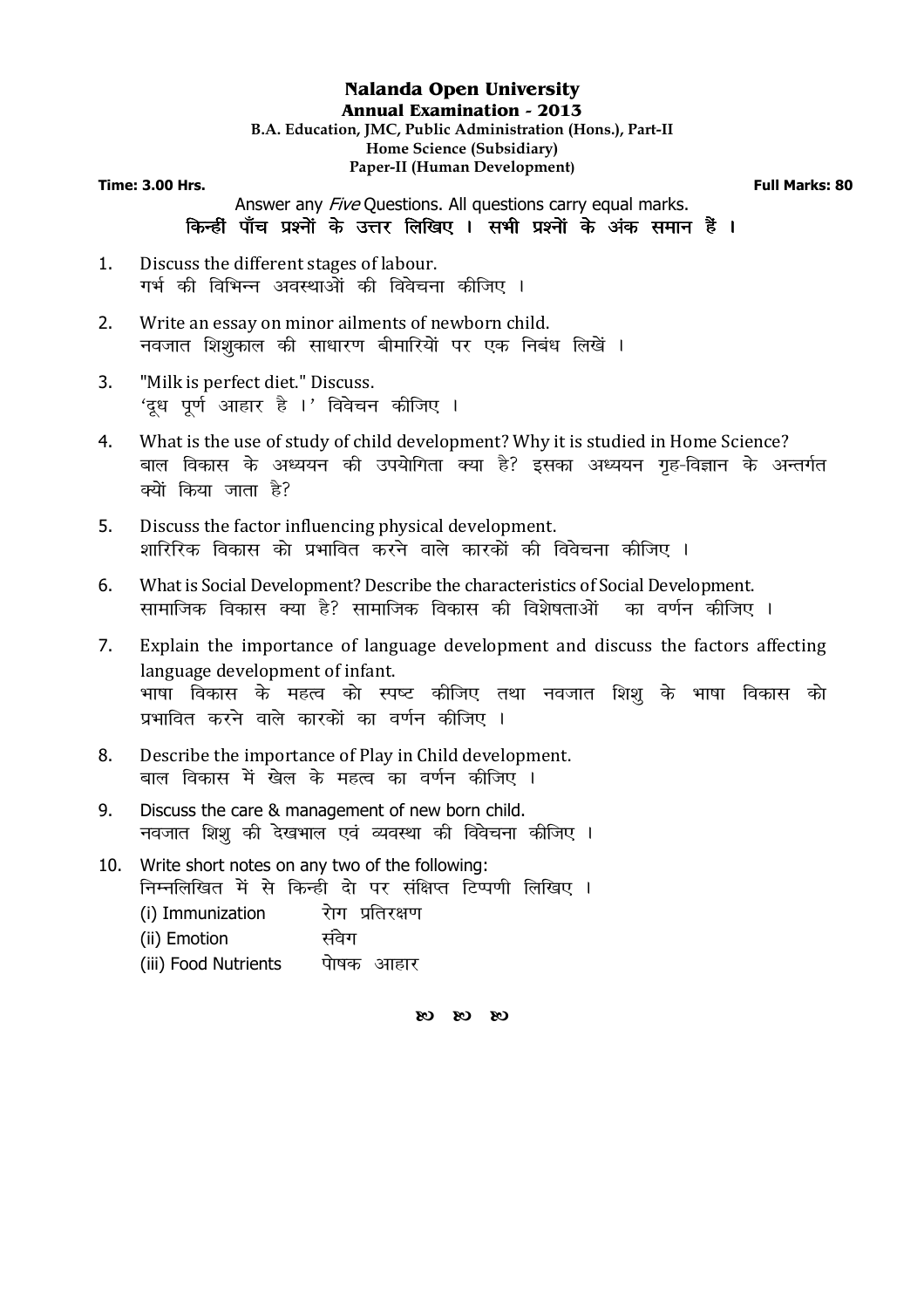# Nalanda Open University

## Annual Examination - 2013

**B.A. Education, JMC, Public Administration (Hons.), Part-II**

**Home Science (Subsidiary)**

**Paper-II (Human Development)**

**Time: 3.00 Hrs.** **Full Marks: 80**

Answer any *Five* Questions. All questions carry equal marks.

**किन्हीं पाँच प्रश्नों के उत्तर लिखिए । सभी प्रश्नों के अंक समान हैं ।**

1. Discuss the different stages of labour.
   गर्भ की विभिन्न अवस्थाओं की विवेचना कीजिए ।

2. Write an essay on minor ailments of newborn child.
   नवजात शिशुकाल की साधारण बीमारियों पर एक निबंध लिखें ।

3. "Milk is perfect diet." Discuss.
   'दूध पूर्ण आहार है ।' विवेचन कीजिए ।

4. What is the use of study of child development? Why it is studied in Home Science?
   बाल विकास के अध्ययन की उपयोगिता क्या है? इसका अध्ययन गृह-विज्ञान के अन्तर्गत क्यों किया जाता है?

5. Discuss the factor influencing physical development.
   शारिरिक विकास को प्रभावित करने वाले कारकों की विवेचना कीजिए ।

6. What is Social Development? Describe the characteristics of Social Development.
   सामाजिक विकास क्या है? सामाजिक विकास की विशेषताओं का वर्णन कीजिए ।

7. Explain the importance of language development and discuss the factors affecting language development of infant.
   भाषा विकास के महत्व को स्पष्ट कीजिए तथा नवजात शिशु के भाषा विकास को प्रभावित करने वाले कारकों का वर्णन कीजिए ।

8. Describe the importance of Play in Child development.
   बाल विकास में खेल के महत्व का वर्णन कीजिए ।

9. Discuss the care & management of new born child.
   नवजात शिशु की देखभाल एवं व्यवस्था की विवेचना कीजिए ।

10. Write short notes on any two of the following:
    निम्नलिखित में से किन्ही दो पर संक्षिप्त टिप्पणी लिखिए ।
    - (i) Immunization — रोग प्रतिरक्षण
    - (ii) Emotion — संवेग
    - (iii) Food Nutrients — पोषक आहार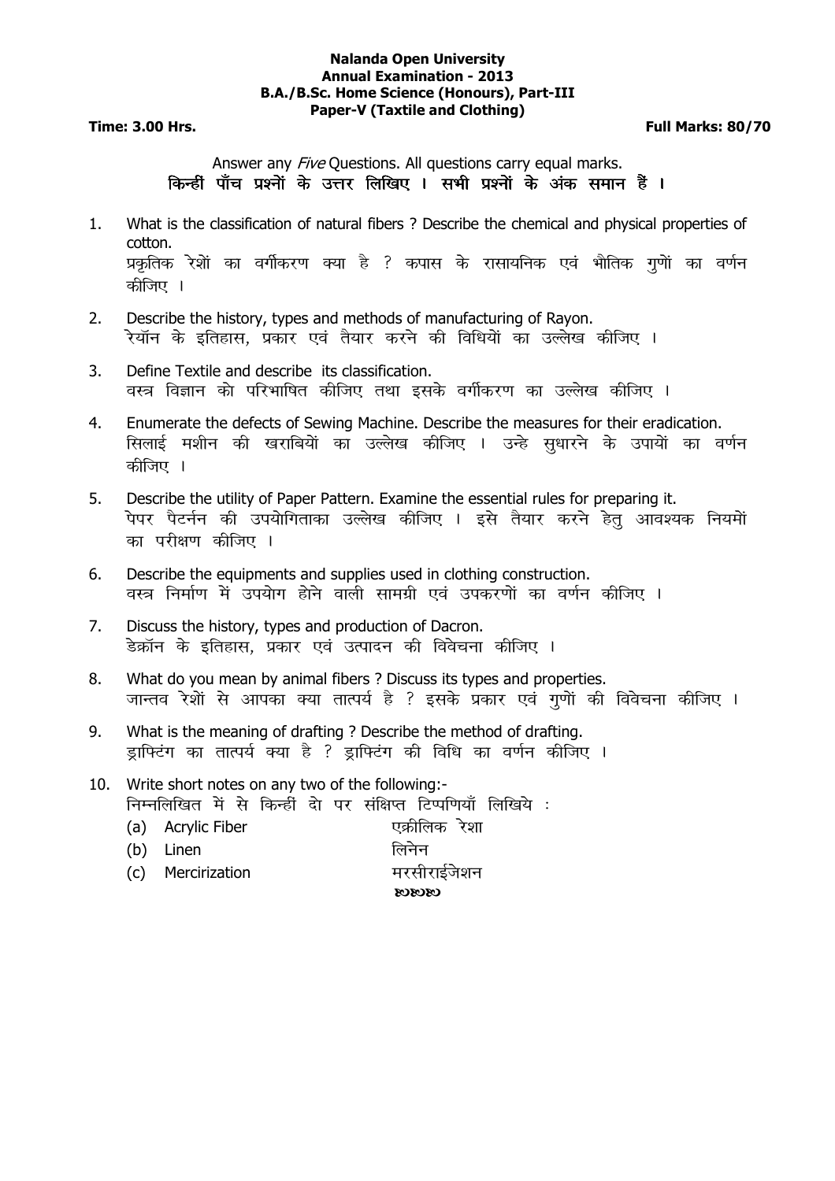**Nalanda Open University**
**Annual Examination - 2013**
**B.A./B.Sc. Home Science (Honours), Part-III**
**Paper-V (Taxtile and Clothing)**

**Time: 3.00 Hrs.** **Full Marks: 80/70**

Answer any *Five* Questions. All questions carry equal marks.
**किन्हीं पाँच प्रश्नों के उत्तर लिखिए । सभी प्रश्नों के अंक समान हैं ।**

1. What is the classification of natural fibers ? Describe the chemical and physical properties of cotton.
   प्रकृतिक रेशों का वर्गीकरण क्या है ? कपास के रासायनिक एवं भौतिक गुणों का वर्णन कीजिए ।

2. Describe the history, types and methods of manufacturing of Rayon.
   रेयॉन के इतिहास, प्रकार एवं तैयार करने की विधियों का उल्लेख कीजिए ।

3. Define Textile and describe its classification.
   वस्त्र विज्ञान को परिभाषित कीजिए तथा इसके वर्गीकरण का उल्लेख कीजिए ।

4. Enumerate the defects of Sewing Machine. Describe the measures for their eradication.
   सिलाई मशीन की खराबियों का उल्लेख कीजिए । उन्हे सुधारने के उपायों का वर्णन कीजिए ।

5. Describe the utility of Paper Pattern. Examine the essential rules for preparing it.
   पेपर पैटर्नन की उपयोगिताका उल्लेख कीजिए । इसे तैयार करने हेतु आवश्यक नियमों का परीक्षण कीजिए ।

6. Describe the equipments and supplies used in clothing construction.
   वस्त्र निर्माण में उपयोग होने वाली सामग्री एवं उपकरणों का वर्णन कीजिए ।

7. Discuss the history, types and production of Dacron.
   डेक्रॉन के इतिहास, प्रकार एवं उत्पादन की विवेचना कीजिए ।

8. What do you mean by animal fibers ? Discuss its types and properties.
   जान्तव रेशों से आपका क्या तात्पर्य है ? इसके प्रकार एवं गुणों की विवेचना कीजिए ।

9. What is the meaning of drafting ? Describe the method of drafting.
   ड्राफ्टिंग का तात्पर्य क्या है ? ड्राफ्टिंग की विधि का वर्णन कीजिए ।

10. Write short notes on any two of the following:-
    निम्नलिखित में से किन्हीं दो पर संक्षिप्त टिप्पणियाँ लिखिये :
    (a) Acrylic Fiber — एक्रीलिक रेशा
    (b) Linen — लिनेन
    (c) Mercirization — मरसीराईजेशन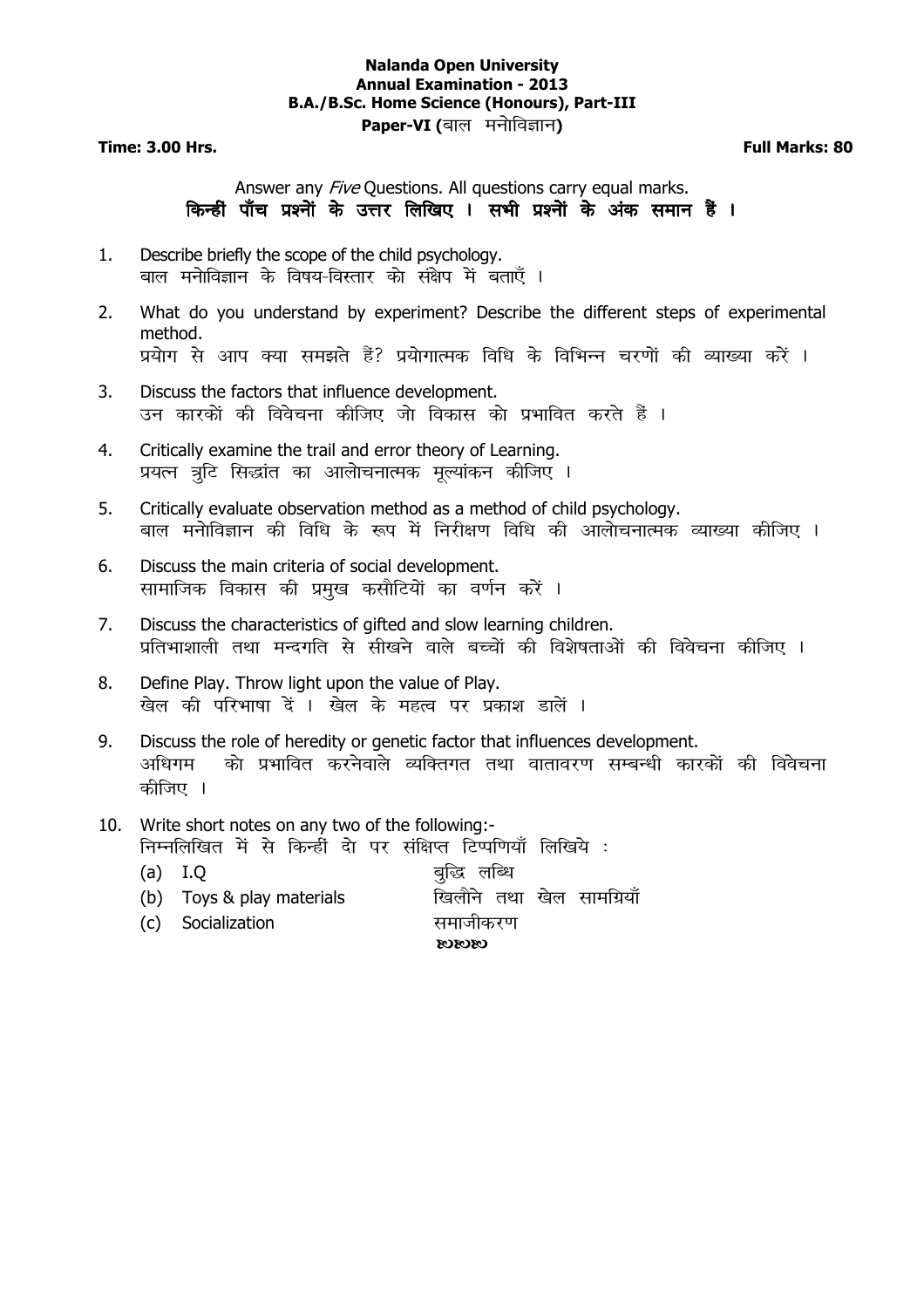**Nalanda Open University**
**Annual Examination - 2013**
**B.A./B.Sc. Home Science (Honours), Part-III**
**Paper-VI (बाल मनोविज्ञान)**

**Time: 3.00 Hrs.** **Full Marks: 80**

Answer any *Five* Questions. All questions carry equal marks.
**किन्हीं पाँच प्रश्नों के उत्तर लिखिए । सभी प्रश्नों के अंक समान हैं ।**

1. Describe briefly the scope of the child psychology.
   बाल मनोविज्ञान के विषय-विस्तार को संक्षेप में बताएँ ।

2. What do you understand by experiment? Describe the different steps of experimental method.
   प्रयोग से आप क्या समझते हैं? प्रयोगात्मक विधि के विभिन्न चरणों की व्याख्या करें ।

3. Discuss the factors that influence development.
   उन कारकों की विवेचना कीजिए जो विकास को प्रभावित करते हैं ।

4. Critically examine the trail and error theory of Learning.
   प्रयत्न त्रुटि सिद्धांत का आलोचनात्मक मूल्यांकन कीजिए ।

5. Critically evaluate observation method as a method of child psychology.
   बाल मनोविज्ञान की विधि के रूप में निरीक्षण विधि की आलोचनात्मक व्याख्या कीजिए ।

6. Discuss the main criteria of social development.
   सामाजिक विकास की प्रमुख कसौटियों का वर्णन करें ।

7. Discuss the characteristics of gifted and slow learning children.
   प्रतिभाशाली तथा मन्दगति से सीखने वाले बच्चों की विशेषताओं की विवेचना कीजिए ।

8. Define Play. Throw light upon the value of Play.
   खेल की परिभाषा दें । खेल के महत्व पर प्रकाश डालें ।

9. Discuss the role of heredity or genetic factor that influences development.
   अधिगम को प्रभावित करनेवाले व्यक्तिगत तथा वातावरण सम्बन्धी कारकों की विवेचना कीजिए ।

10. Write short notes on any two of the following:-
    निम्नलिखित में से किन्हीं दो पर संक्षिप्त टिप्पणियाँ लिखिये :
    (a) I.Q — बुद्धि लब्धि
    (b) Toys & play materials — खिलौने तथा खेल सामग्रियाँ
    (c) Socialization — समाजीकरण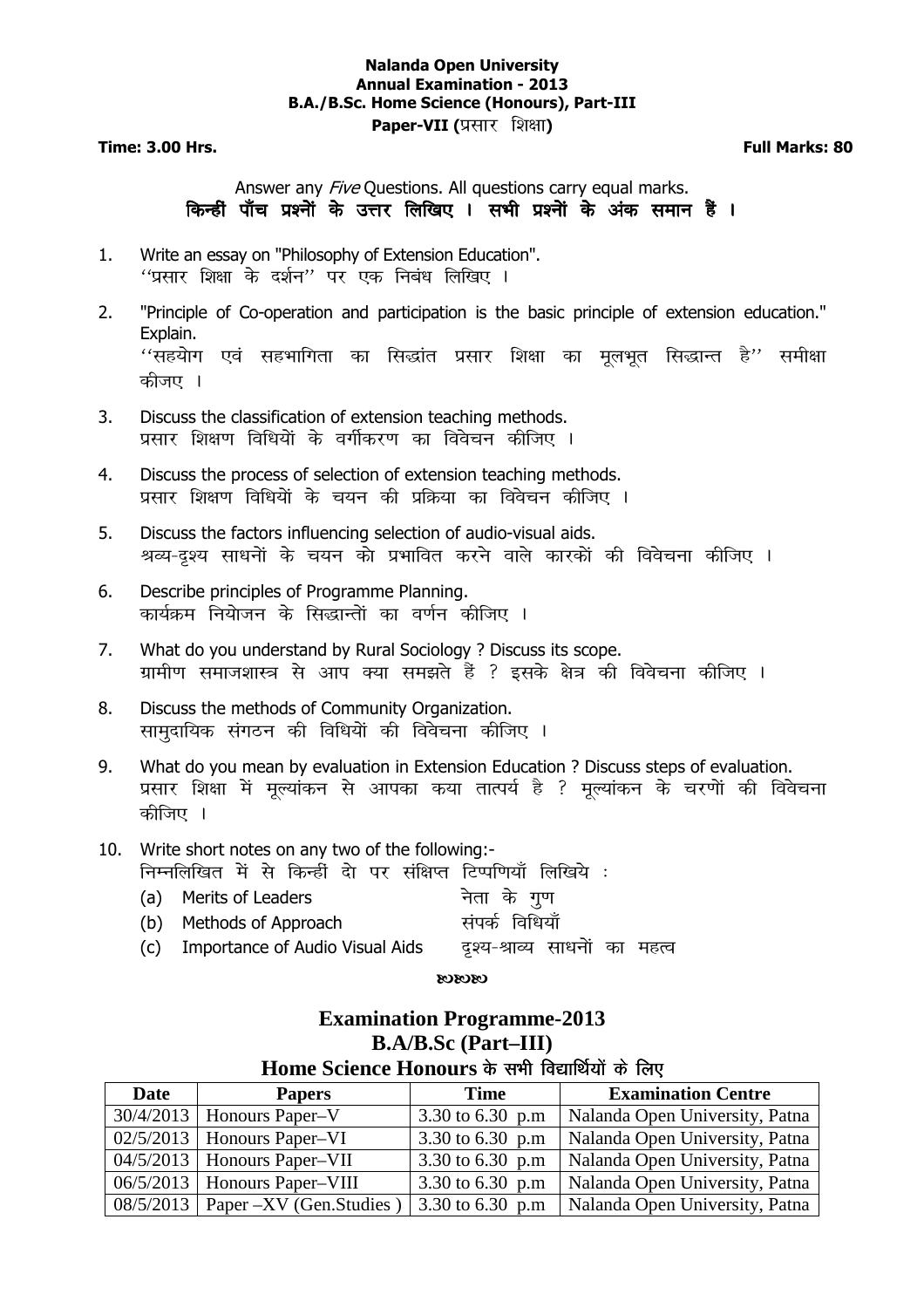**Nalanda Open University**
**Annual Examination - 2013**
**B.A./B.Sc. Home Science (Honours), Part-III**
**Paper-VII (प्रसार शिक्षा)**

**Time: 3.00 Hrs.** **Full Marks: 80**

Answer any *Five* Questions. All questions carry equal marks.
**किन्हीं पाँच प्रश्नों के उत्तर लिखिए । सभी प्रश्नों के अंक समान हैं ।**

1. Write an essay on "Philosophy of Extension Education".
''प्रसार शिक्षा के दर्शन'' पर एक निबंध लिखिए ।

2. "Principle of Co-operation and participation is the basic principle of extension education." Explain.
''सहयोग एवं सहभागिता का सिद्धांत प्रसार शिक्षा का मूलभूत सिद्धान्त है'' समीक्षा कीजए ।

3. Discuss the classification of extension teaching methods.
प्रसार शिक्षण विधियों के वर्गीकरण का विवेचन कीजिए ।

4. Discuss the process of selection of extension teaching methods.
प्रसार शिक्षण विधियों के चयन की प्रक्रिया का विवेचन कीजिए ।

5. Discuss the factors influencing selection of audio-visual aids.
श्रव्य-दृश्य साधनों के चयन को प्रभावित करने वाले कारकों की विवेचना कीजिए ।

6. Describe principles of Programme Planning.
कार्यक्रम नियोजन के सिद्धान्तों का वर्णन कीजिए ।

7. What do you understand by Rural Sociology ? Discuss its scope.
ग्रामीण समाजशास्त्र से आप क्या समझते हैं ? इसके क्षेत्र की विवेचना कीजिए ।

8. Discuss the methods of Community Organization.
सामुदायिक संगठन की विधियों की विवेचना कीजिए ।

9. What do you mean by evaluation in Extension Education ? Discuss steps of evaluation.
प्रसार शिक्षा में मूल्यांकन से आपका कया तात्पर्य है ? मूल्यांकन के चरणों की विवेचना कीजिए ।

10. Write short notes on any two of the following:-
निम्नलिखित में से किन्हीं दो पर संक्षिप्त टिप्पणियाँ लिखिये :
    (a) Merits of Leaders — नेता के गुण
    (b) Methods of Approach — संपर्क विधियाँ
    (c) Importance of Audio Visual Aids — दृश्य-श्राव्य साधनों का महत्व

## Examination Programme-2013
## B.A/B.Sc (Part–III)
### Home Science Honours के सभी विद्यार्थियों के लिए

| Date | Papers | Time | Examination Centre |
|---|---|---|---|
| 30/4/2013 | Honours Paper–V | 3.30 to 6.30 p.m | Nalanda Open University, Patna |
| 02/5/2013 | Honours Paper–VI | 3.30 to 6.30 p.m | Nalanda Open University, Patna |
| 04/5/2013 | Honours Paper–VII | 3.30 to 6.30 p.m | Nalanda Open University, Patna |
| 06/5/2013 | Honours Paper–VIII | 3.30 to 6.30 p.m | Nalanda Open University, Patna |
| 08/5/2013 | Paper –XV (Gen.Studies ) | 3.30 to 6.30 p.m | Nalanda Open University, Patna |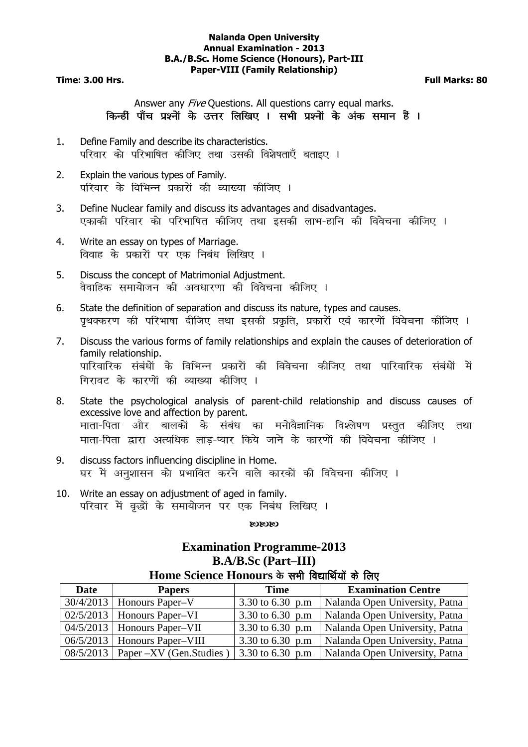**Nalanda Open University**
**Annual Examination - 2013**
**B.A./B.Sc. Home Science (Honours), Part-III**
**Paper-VIII (Family Relationship)**

**Time: 3.00 Hrs.** **Full Marks: 80**

Answer any *Five* Questions. All questions carry equal marks.
**किन्हीं पाँच प्रश्नों के उत्तर लिखिए । सभी प्रश्नों के अंक समान हैं ।**

1. Define Family and describe its characteristics.
   परिवार को परिभाषित कीजिए तथा उसकी विशेषताएँ बताइए ।
2. Explain the various types of Family.
   परिवार के विभिन्न प्रकारों की व्याख्या कीजिए ।
3. Define Nuclear family and discuss its advantages and disadvantages.
   एकाकी परिवार को परिभाषित कीजिए तथा इसकी लाभ-हानि की विवेचना कीजिए ।
4. Write an essay on types of Marriage.
   विवाह के प्रकारों पर एक निबंध लिखिए ।
5. Discuss the concept of Matrimonial Adjustment.
   वैवाहिक समायोजन की अवधारणा की विवेचना कीजिए ।
6. State the definition of separation and discuss its nature, types and causes.
   पृथक्करण की परिभाषा दीजिए तथा इसकी प्रकृति, प्रकारों एवं कारणों विवेचना कीजिए ।
7. Discuss the various forms of family relationships and explain the causes of deterioration of family relationship.
   पारिवारिक संबंधों के विभिन्न प्रकारों की विवेचना कीजिए तथा पारिवारिक संबंधों में गिरावट के कारणों की व्याख्या कीजिए ।
8. State the psychological analysis of parent-child relationship and discuss causes of excessive love and affection by parent.
   माता-पिता और बालकों के संबंध का मनोवैज्ञानिक विश्लेषण प्रस्तुत कीजिए तथा माता-पिता द्वारा अत्यधिक लाड़-प्यार किये जाने के कारणों की विवेचना कीजिए ।
9. discuss factors influencing discipline in Home.
   घर में अनुशासन को प्रभावित करने वाले कारकों की विवेचना कीजिए ।
10. Write an essay on adjustment of aged in family.
    परिवार में वृद्धों के समायोजन पर एक निबंध लिखिए ।

## Examination Programme-2013
## B.A/B.Sc (Part–III)
### Home Science Honours के सभी विद्यार्थियों के लिए

| Date | Papers | Time | Examination Centre |
|---|---|---|---|
| 30/4/2013 | Honours Paper–V | 3.30 to 6.30 p.m | Nalanda Open University, Patna |
| 02/5/2013 | Honours Paper–VI | 3.30 to 6.30 p.m | Nalanda Open University, Patna |
| 04/5/2013 | Honours Paper–VII | 3.30 to 6.30 p.m | Nalanda Open University, Patna |
| 06/5/2013 | Honours Paper–VIII | 3.30 to 6.30 p.m | Nalanda Open University, Patna |
| 08/5/2013 | Paper –XV (Gen.Studies ) | 3.30 to 6.30 p.m | Nalanda Open University, Patna |